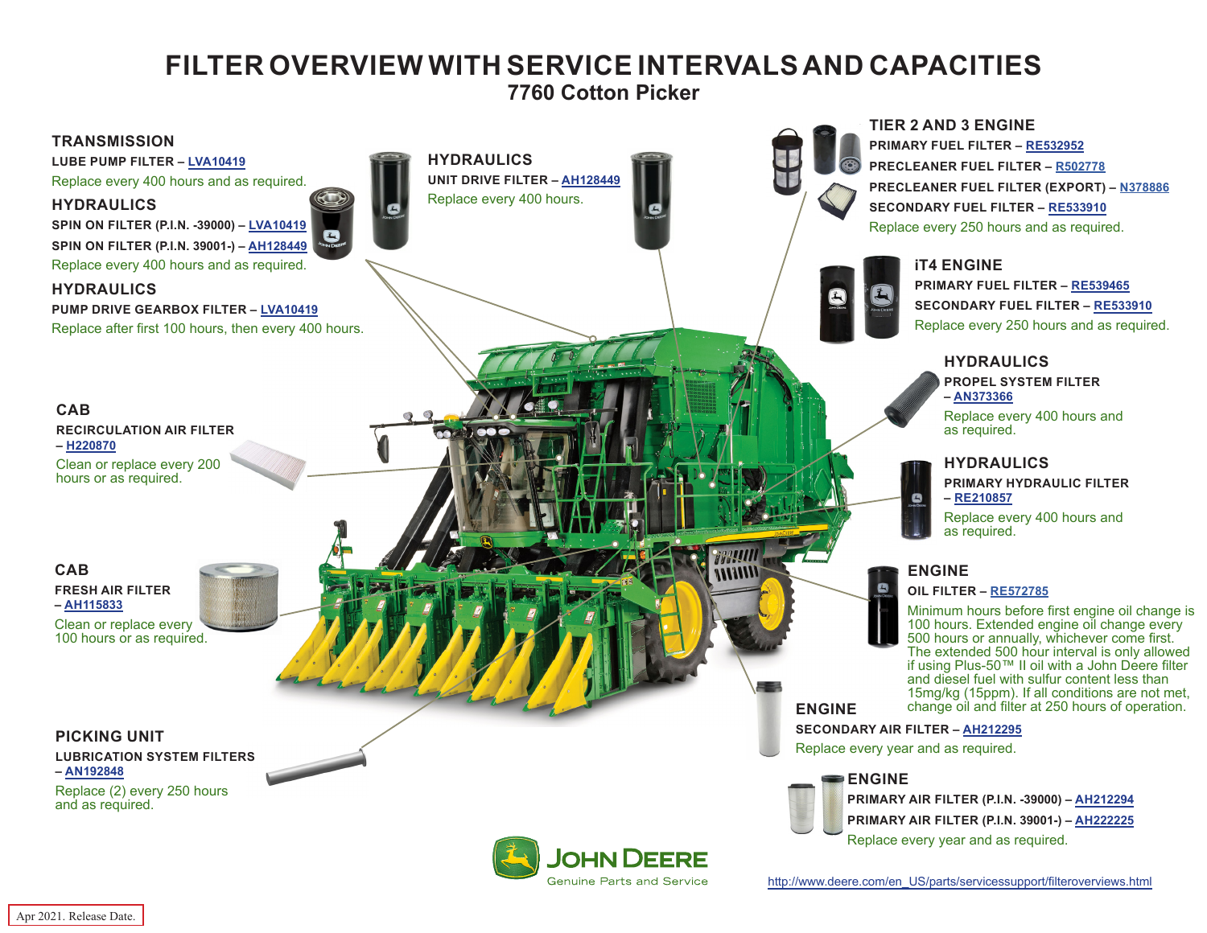# FILTER OVERVIEW WITH SERVICE INTERVALS AND CAPACITIES

## 7760 Cotton Picker

### TRANSMISSION

**LUBE PUMP FILTER – LVA10419**

Replace every 400 hours and as required.

### HYDRAULICS

**SPIN ON FILTER (P.I.N. -39000) – LVA10419**

**SPIN ON FILTER (P.I.N. 39001-) – AH128449**

Replace every 400 hours and as required.

### HYDRAULICS

**PUMP DRIVE GEARBOX FILTER – LVA10419**

Replace after first 100 hours, then every 400 hours.

### HYDRAULICS

**UNIT DRIVE FILTER – AH128449**

Replace every 400 hours.

### TIER 2 AND 3 ENGINE

**PRIMARY FUEL FILTER – RE532952**

**PRECLEANER FUEL FILTER – R502778**

**PRECLEANER FUEL FILTER (EXPORT) – N378886**

**SECONDARY FUEL FILTER – RE533910**

Replace every 250 hours and as required.

### iT4 ENGINE

**PRIMARY FUEL FILTER – RE539465**

**SECONDARY FUEL FILTER – RE533910**

Replace every 250 hours and as required.

### CAB

**RECIRCULATION AIR FILTER – H220870**

Clean or replace every 200 hours or as required.

### HYDRAULICS

**PROPEL SYSTEM FILTER – AN373366**

Replace every 400 hours and as required.

### HYDRAULICS

**PRIMARY HYDRAULIC FILTER – RE210857**

Replace every 400 hours and as required.

### CAB

**FRESH AIR FILTER – AH115833**

Clean or replace every 100 hours or as required.

### ENGINE

**OIL FILTER – RE572785**

Minimum hours before first engine oil change is 100 hours. Extended engine oil change every 500 hours or annually, whichever come first. The extended 500 hour interval is only allowed if using Plus-50™ II oil with a John Deere filter and diesel fuel with sulfur content less than 15mg/kg (15ppm). If all conditions are not met, change oil and filter at 250 hours of operation.

### ENGINE

**SECONDARY AIR FILTER – AH212295**

Replace every year and as required.

### PICKING UNIT

**LUBRICATION SYSTEM FILTERS – AN192848**

Replace (2) every 250 hours and as required.

### ENGINE

**PRIMARY AIR FILTER (P.I.N. -39000) – AH212294**

**PRIMARY AIR FILTER (P.I.N. 39001-) – AH222225**

Replace every year and as required.

JOHN DEERE
Genuine Parts and Service

http://www.deere.com/en_US/parts/servicessupport/filteroverviews.html

Apr 2021. Release Date.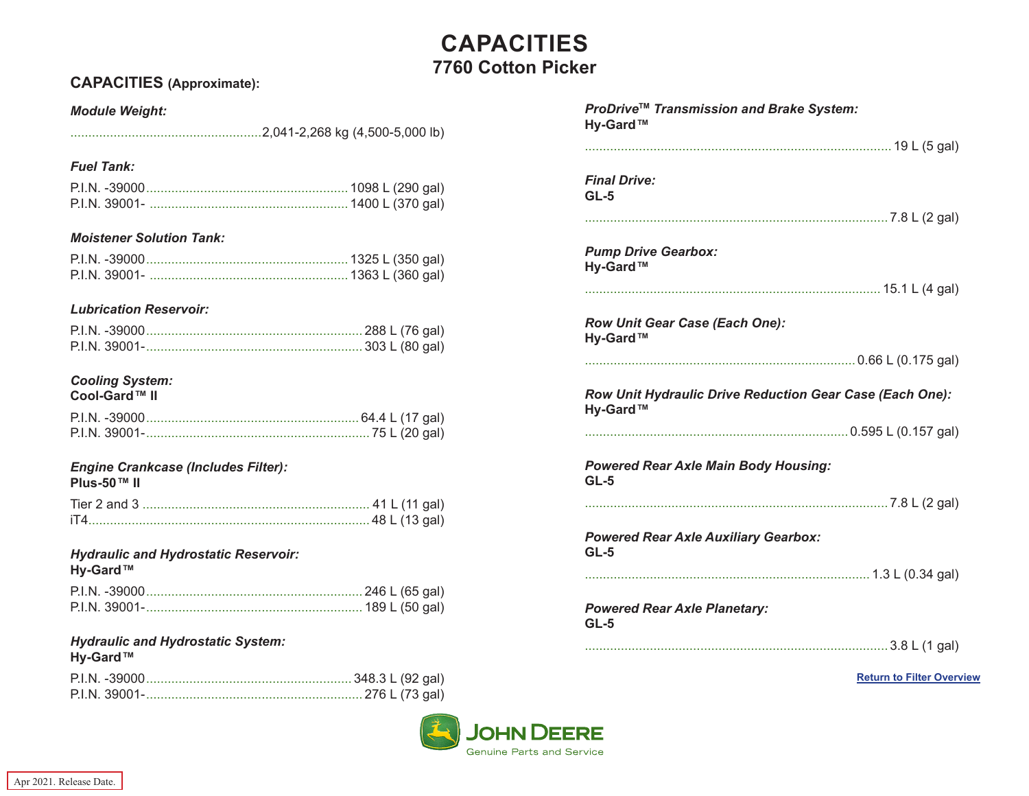# CAPACITIES

## 7760 Cotton Picker

### CAPACITIES (Approximate):

***Module Weight:***

..................................................2,041-2,268 kg (4,500-5,000 lb)

***Fuel Tank:***

P.I.N. -39000........................................................1098 L (290 gal)
P.I.N. 39001- .......................................................1400 L (370 gal)

***Moistener Solution Tank:***

P.I.N. -39000........................................................1325 L (350 gal)
P.I.N. 39001- .......................................................1363 L (360 gal)

***Lubrication Reservoir:***

P.I.N. -39000............................................................288 L (76 gal)
P.I.N. 39001-............................................................303 L (80 gal)

***Cooling System:***
**Cool-Gard™ II**

P.I.N. -39000..........................................................64.4 L (17 gal)
P.I.N. 39001-..............................................................75 L (20 gal)

***Engine Crankcase (Includes Filter):***
**Plus-50™ II**

Tier 2 and 3 ...............................................................41 L (11 gal)
iT4..............................................................................48 L (13 gal)

***Hydraulic and Hydrostatic Reservoir:***
**Hy-Gard™**

P.I.N. -39000...........................................................246 L (65 gal)
P.I.N. 39001-............................................................189 L (50 gal)

***Hydraulic and Hydrostatic System:***
**Hy-Gard™**

P.I.N. -39000.........................................................348.3 L (92 gal)
P.I.N. 39001-............................................................276 L (73 gal)

***ProDrive™ Transmission and Brake System:***
**Hy-Gard™**

.....................................................................................19 L (5 gal)

***Final Drive:***
**GL-5**

....................................................................................7.8 L (2 gal)

***Pump Drive Gearbox:***
**Hy-Gard™**

.................................................................................15.1 L (4 gal)

***Row Unit Gear Case (Each One):***
**Hy-Gard™**

..........................................................................0.66 L (0.175 gal)

***Row Unit Hydraulic Drive Reduction Gear Case (Each One):***
**Hy-Gard™**

........................................................................0.595 L (0.157 gal)

***Powered Rear Axle Main Body Housing:***
**GL-5**

....................................................................................7.8 L (2 gal)

***Powered Rear Axle Auxiliary Gearbox:***
**GL-5**

...............................................................................1.3 L (0.34 gal)

***Powered Rear Axle Planetary:***
**GL-5**

....................................................................................3.8 L (1 gal)

Return to Filter Overview

JOHN DEERE
Genuine Parts and Service

Apr 2021. Release Date.